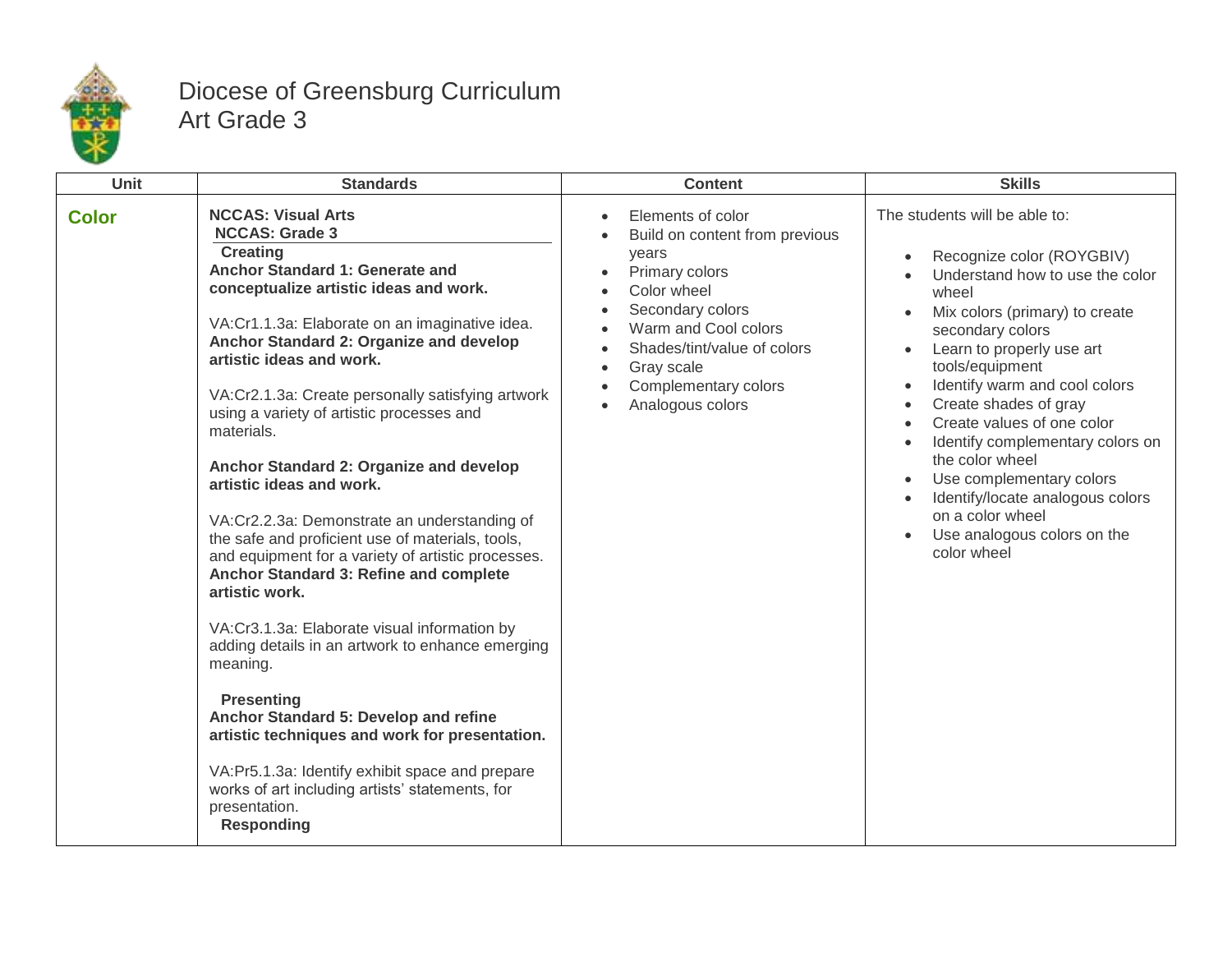# Diocese of Greensburg Curriculum
## Art Grade 3

| Unit | Standards | Content | Skills |
|---|---|---|---|
| **Color** | **NCCAS: Visual Arts**<br>**NCCAS: Grade 3**<br>**Creating**<br>**Anchor Standard 1: Generate and conceptualize artistic ideas and work.**<br><br>VA:Cr1.1.3a: Elaborate on an imaginative idea.<br>**Anchor Standard 2: Organize and develop artistic ideas and work.**<br><br>VA:Cr2.1.3a: Create personally satisfying artwork using a variety of artistic processes and materials.<br><br>**Anchor Standard 2: Organize and develop artistic ideas and work.**<br><br>VA:Cr2.2.3a: Demonstrate an understanding of the safe and proficient use of materials, tools, and equipment for a variety of artistic processes.<br>**Anchor Standard 3: Refine and complete artistic work.**<br><br>VA:Cr3.1.3a: Elaborate visual information by adding details in an artwork to enhance emerging meaning.<br><br>**Presenting**<br>**Anchor Standard 5: Develop and refine artistic techniques and work for presentation.**<br><br>VA:Pr5.1.3a: Identify exhibit space and prepare works of art including artists' statements, for presentation.<br>**Responding** | • Elements of color<br>• Build on content from previous years<br>• Primary colors<br>• Color wheel<br>• Secondary colors<br>• Warm and Cool colors<br>• Shades/tint/value of colors<br>• Gray scale<br>• Complementary colors<br>• Analogous colors | The students will be able to:<br><br>• Recognize color (ROYGBIV)<br>• Understand how to use the color wheel<br>• Mix colors (primary) to create secondary colors<br>• Learn to properly use art tools/equipment<br>• Identify warm and cool colors<br>• Create shades of gray<br>• Create values of one color<br>• Identify complementary colors on the color wheel<br>• Use complementary colors<br>• Identify/locate analogous colors on a color wheel<br>• Use analogous colors on the color wheel |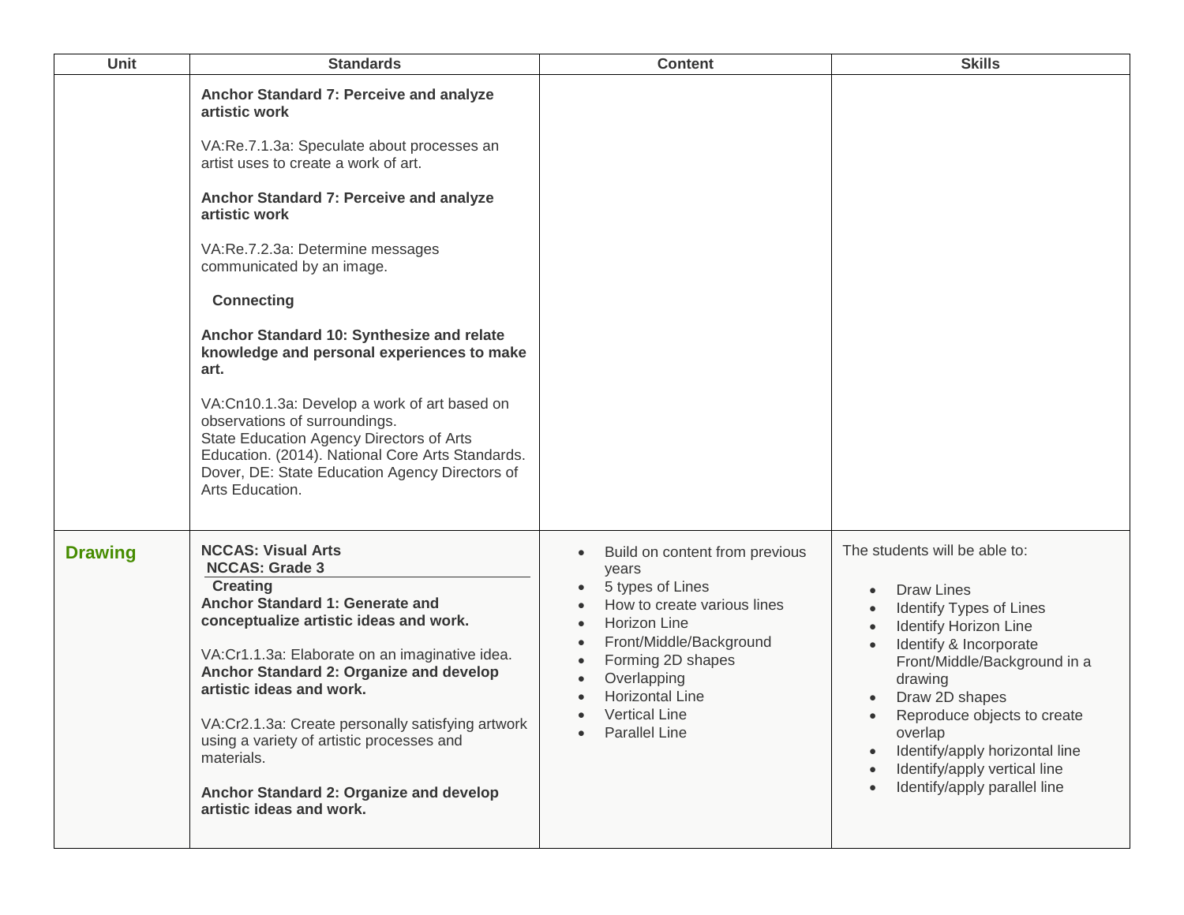| Unit | Standards | Content | Skills |
| --- | --- | --- | --- |
| | **Anchor Standard 7: Perceive and analyze artistic work**<br><br>VA:Re.7.1.3a: Speculate about processes an artist uses to create a work of art.<br><br>**Anchor Standard 7: Perceive and analyze artistic work**<br><br>VA:Re.7.2.3a: Determine messages communicated by an image.<br><br>**Connecting**<br><br>**Anchor Standard 10: Synthesize and relate knowledge and personal experiences to make art.**<br><br>VA:Cn10.1.3a: Develop a work of art based on observations of surroundings.<br>State Education Agency Directors of Arts Education. (2014). National Core Arts Standards. Dover, DE: State Education Agency Directors of Arts Education. | | |
| **Drawing** | **NCCAS: Visual Arts**<br>**NCCAS: Grade 3**<br>**Creating**<br>**Anchor Standard 1: Generate and conceptualize artistic ideas and work.**<br><br>VA:Cr1.1.3a: Elaborate on an imaginative idea.<br>**Anchor Standard 2: Organize and develop artistic ideas and work.**<br><br>VA:Cr2.1.3a: Create personally satisfying artwork using a variety of artistic processes and materials.<br><br>**Anchor Standard 2: Organize and develop artistic ideas and work.** | • Build on content from previous years<br>• 5 types of Lines<br>• How to create various lines<br>• Horizon Line<br>• Front/Middle/Background<br>• Forming 2D shapes<br>• Overlapping<br>• Horizontal Line<br>• Vertical Line<br>• Parallel Line | The students will be able to:<br><br>• Draw Lines<br>• Identify Types of Lines<br>• Identify Horizon Line<br>• Identify & Incorporate Front/Middle/Background in a drawing<br>• Draw 2D shapes<br>• Reproduce objects to create overlap<br>• Identify/apply horizontal line<br>• Identify/apply vertical line<br>• Identify/apply parallel line |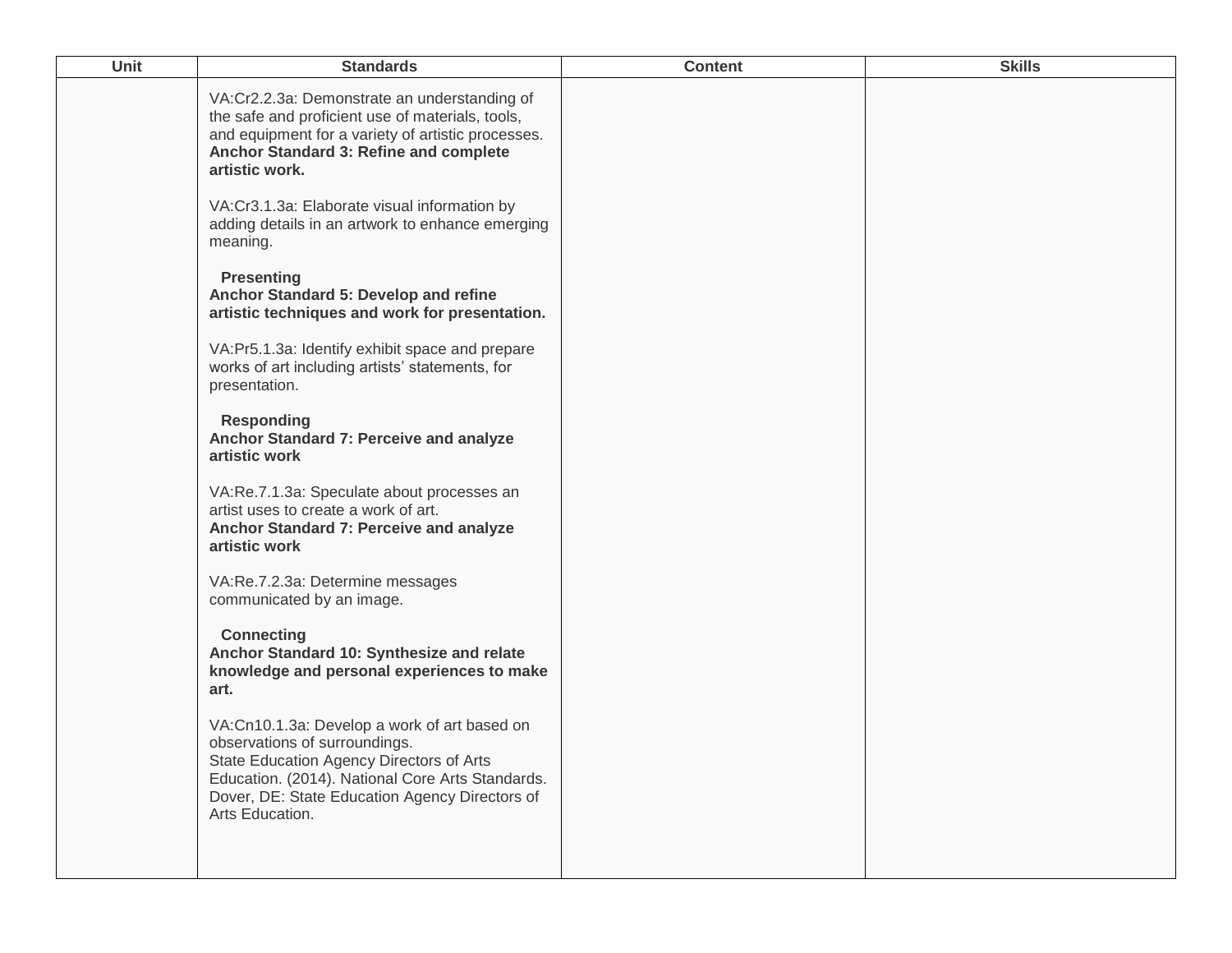| Unit | Standards | Content | Skills |
| --- | --- | --- | --- |
| | VA:Cr2.2.3a: Demonstrate an understanding of the safe and proficient use of materials, tools, and equipment for a variety of artistic processes.<br>**Anchor Standard 3: Refine and complete artistic work.**<br><br>VA:Cr3.1.3a: Elaborate visual information by adding details in an artwork to enhance emerging meaning.<br><br>**Presenting**<br>**Anchor Standard 5: Develop and refine artistic techniques and work for presentation.**<br><br>VA:Pr5.1.3a: Identify exhibit space and prepare works of art including artists' statements, for presentation.<br><br>**Responding**<br>**Anchor Standard 7: Perceive and analyze artistic work**<br><br>VA:Re.7.1.3a: Speculate about processes an artist uses to create a work of art.<br>**Anchor Standard 7: Perceive and analyze artistic work**<br><br>VA:Re.7.2.3a: Determine messages communicated by an image.<br><br>**Connecting**<br>**Anchor Standard 10: Synthesize and relate knowledge and personal experiences to make art.**<br><br>VA:Cn10.1.3a: Develop a work of art based on observations of surroundings.<br>State Education Agency Directors of Arts Education. (2014). National Core Arts Standards. Dover, DE: State Education Agency Directors of Arts Education. | | |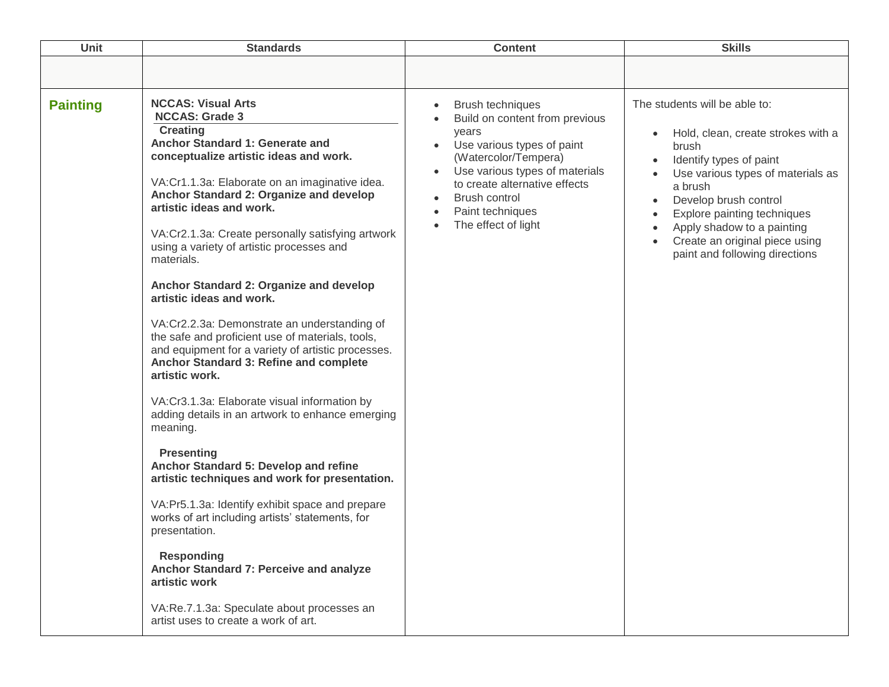| Unit | Standards | Content | Skills |
|---|---|---|---|
| | | | |
| **Painting** | **NCCAS: Visual Arts**<br>**NCCAS: Grade 3**<br>**Creating**<br>**Anchor Standard 1: Generate and conceptualize artistic ideas and work.**<br><br>VA:Cr1.1.3a: Elaborate on an imaginative idea.<br>**Anchor Standard 2: Organize and develop artistic ideas and work.**<br><br>VA:Cr2.1.3a: Create personally satisfying artwork using a variety of artistic processes and materials.<br><br>**Anchor Standard 2: Organize and develop artistic ideas and work.**<br><br>VA:Cr2.2.3a: Demonstrate an understanding of the safe and proficient use of materials, tools, and equipment for a variety of artistic processes.<br>**Anchor Standard 3: Refine and complete artistic work.**<br><br>VA:Cr3.1.3a: Elaborate visual information by adding details in an artwork to enhance emerging meaning.<br><br>**Presenting**<br>**Anchor Standard 5: Develop and refine artistic techniques and work for presentation.**<br><br>VA:Pr5.1.3a: Identify exhibit space and prepare works of art including artists' statements, for presentation.<br><br>**Responding**<br>**Anchor Standard 7: Perceive and analyze artistic work**<br><br>VA:Re.7.1.3a: Speculate about processes an artist uses to create a work of art. | • Brush techniques<br>• Build on content from previous years<br>• Use various types of paint (Watercolor/Tempera)<br>• Use various types of materials to create alternative effects<br>• Brush control<br>• Paint techniques<br>• The effect of light | The students will be able to:<br><br>• Hold, clean, create strokes with a brush<br>• Identify types of paint<br>• Use various types of materials as a brush<br>• Develop brush control<br>• Explore painting techniques<br>• Apply shadow to a painting<br>• Create an original piece using paint and following directions |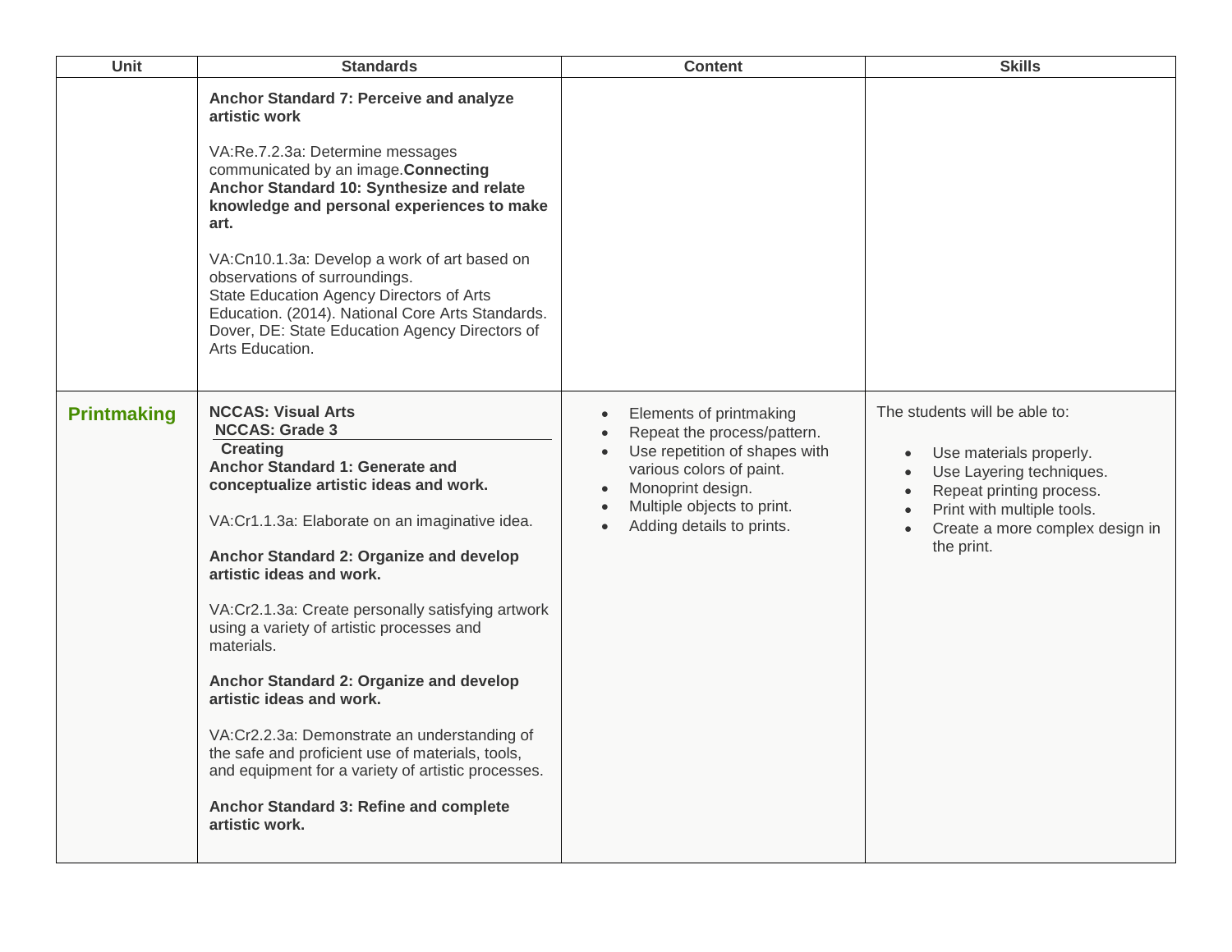| Unit | Standards | Content | Skills |
| --- | --- | --- | --- |
| | **Anchor Standard 7: Perceive and analyze artistic work**<br><br>VA:Re.7.2.3a: Determine messages communicated by an image.**Connecting Anchor Standard 10: Synthesize and relate knowledge and personal experiences to make art.**<br><br>VA:Cn10.1.3a: Develop a work of art based on observations of surroundings.<br>State Education Agency Directors of Arts Education. (2014). National Core Arts Standards. Dover, DE: State Education Agency Directors of Arts Education. | | |
| **Printmaking** | **NCCAS: Visual Arts**<br>**NCCAS: Grade 3**<br>**Creating**<br>**Anchor Standard 1: Generate and conceptualize artistic ideas and work.**<br><br>VA:Cr1.1.3a: Elaborate on an imaginative idea.<br><br>**Anchor Standard 2: Organize and develop artistic ideas and work.**<br><br>VA:Cr2.1.3a: Create personally satisfying artwork using a variety of artistic processes and materials.<br><br>**Anchor Standard 2: Organize and develop artistic ideas and work.**<br><br>VA:Cr2.2.3a: Demonstrate an understanding of the safe and proficient use of materials, tools, and equipment for a variety of artistic processes.<br><br>**Anchor Standard 3: Refine and complete artistic work.** | • Elements of printmaking<br>• Repeat the process/pattern.<br>• Use repetition of shapes with various colors of paint.<br>• Monoprint design.<br>• Multiple objects to print.<br>• Adding details to prints. | The students will be able to:<br><br>• Use materials properly.<br>• Use Layering techniques.<br>• Repeat printing process.<br>• Print with multiple tools.<br>• Create a more complex design in the print. |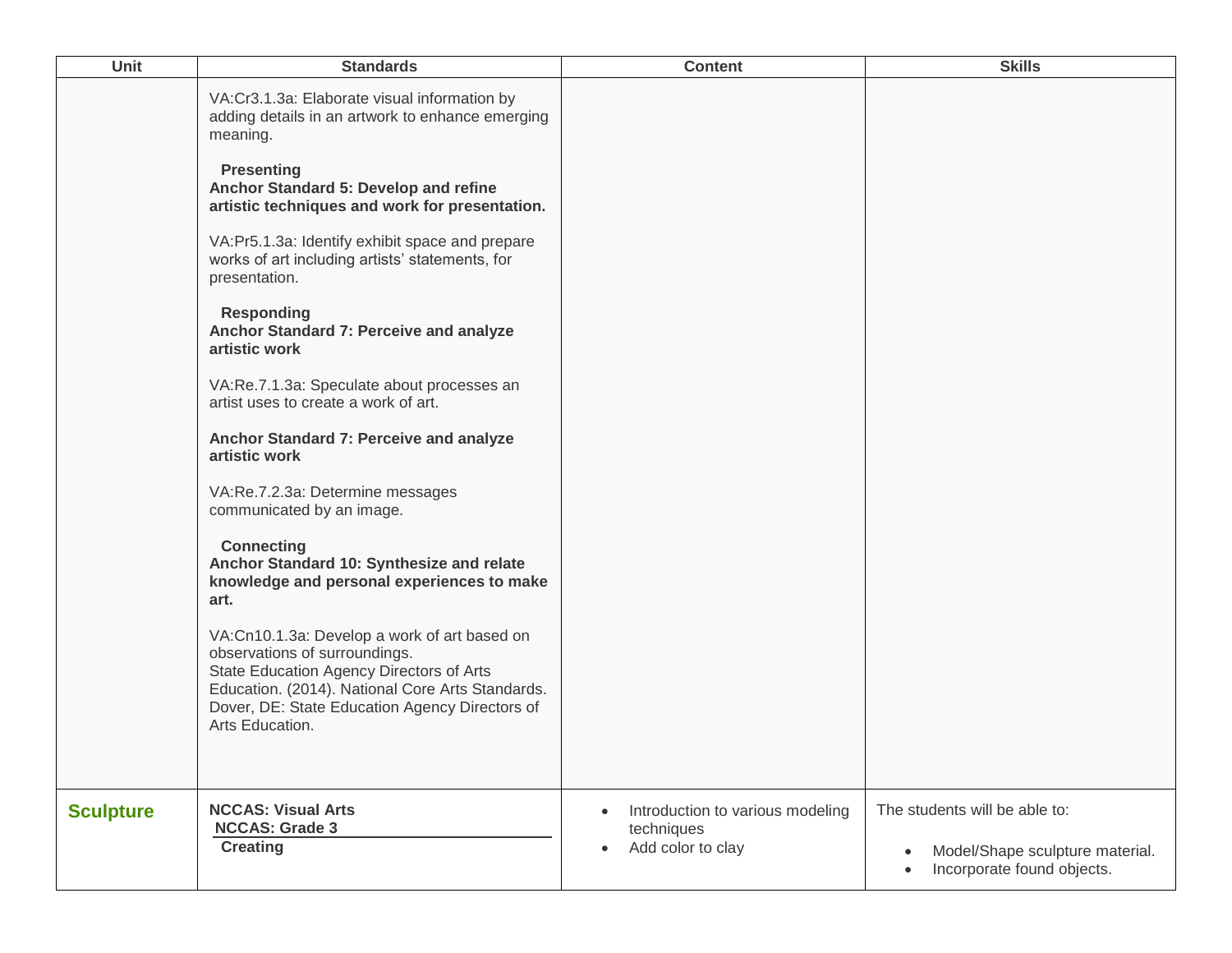| Unit | Standards | Content | Skills |
|---|---|---|---|
| | VA:Cr3.1.3a: Elaborate visual information by adding details in an artwork to enhance emerging meaning.<br><br>**Presenting**<br>**Anchor Standard 5: Develop and refine artistic techniques and work for presentation.**<br><br>VA:Pr5.1.3a: Identify exhibit space and prepare works of art including artists' statements, for presentation.<br><br>**Responding**<br>**Anchor Standard 7: Perceive and analyze artistic work**<br><br>VA:Re.7.1.3a: Speculate about processes an artist uses to create a work of art.<br><br>**Anchor Standard 7: Perceive and analyze artistic work**<br><br>VA:Re.7.2.3a: Determine messages communicated by an image.<br><br>**Connecting**<br>**Anchor Standard 10: Synthesize and relate knowledge and personal experiences to make art.**<br><br>VA:Cn10.1.3a: Develop a work of art based on observations of surroundings.<br>State Education Agency Directors of Arts Education. (2014). National Core Arts Standards. Dover, DE: State Education Agency Directors of Arts Education. | | |
| **Sculpture** | **NCCAS: Visual Arts**<br>**NCCAS: Grade 3**<br>**Creating** | • Introduction to various modeling techniques<br>• Add color to clay | The students will be able to:<br><br>• Model/Shape sculpture material.<br>• Incorporate found objects. |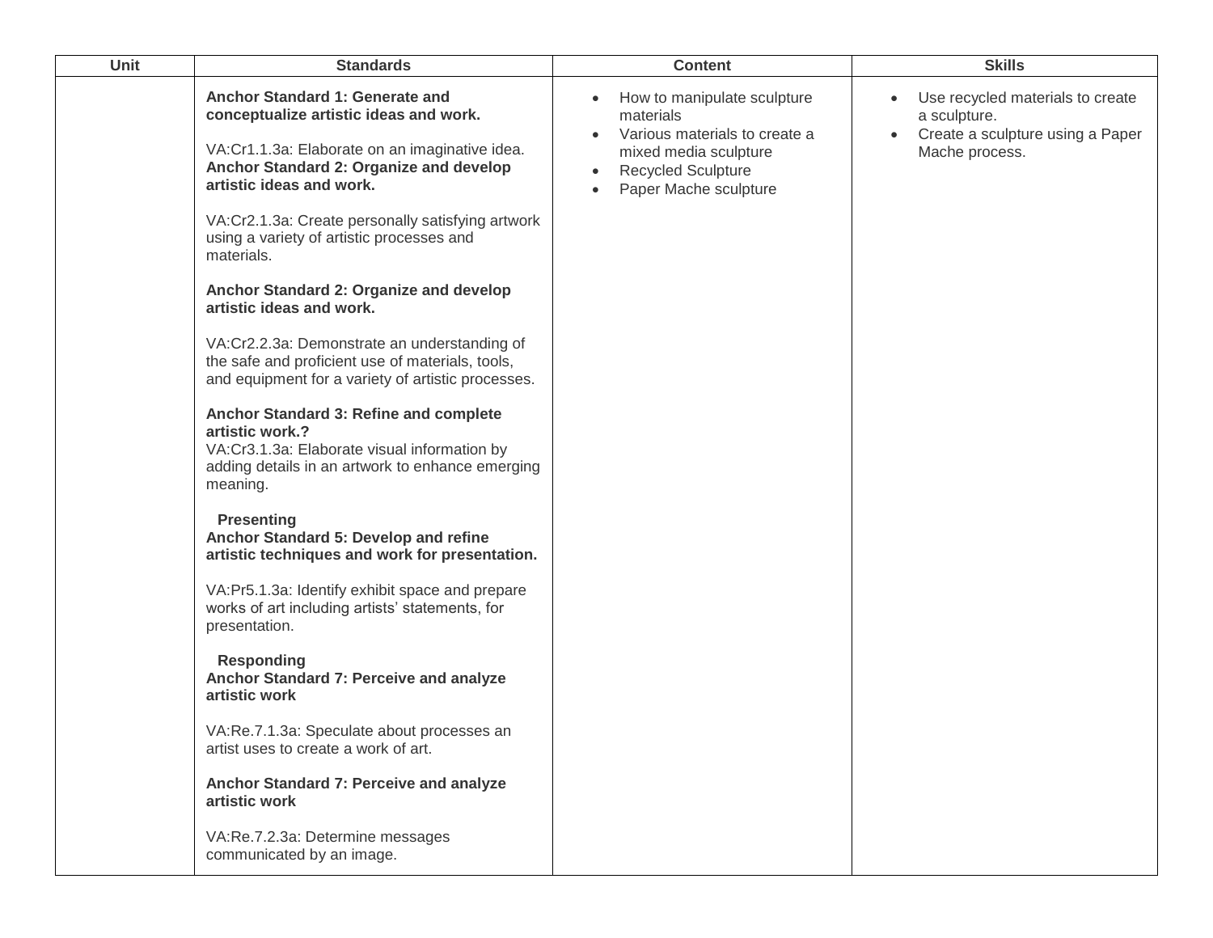| Unit | Standards | Content | Skills |
|---|---|---|---|
| | **Anchor Standard 1: Generate and conceptualize artistic ideas and work.**<br><br>VA:Cr1.1.3a: Elaborate on an imaginative idea.<br>**Anchor Standard 2: Organize and develop artistic ideas and work.**<br><br>VA:Cr2.1.3a: Create personally satisfying artwork using a variety of artistic processes and materials.<br><br>**Anchor Standard 2: Organize and develop artistic ideas and work.**<br><br>VA:Cr2.2.3a: Demonstrate an understanding of the safe and proficient use of materials, tools, and equipment for a variety of artistic processes.<br><br>**Anchor Standard 3: Refine and complete artistic work.?**<br>VA:Cr3.1.3a: Elaborate visual information by adding details in an artwork to enhance emerging meaning.<br><br>**Presenting**<br>**Anchor Standard 5: Develop and refine artistic techniques and work for presentation.**<br><br>VA:Pr5.1.3a: Identify exhibit space and prepare works of art including artists' statements, for presentation.<br><br>**Responding**<br>**Anchor Standard 7: Perceive and analyze artistic work**<br><br>VA:Re.7.1.3a: Speculate about processes an artist uses to create a work of art.<br><br>**Anchor Standard 7: Perceive and analyze artistic work**<br><br>VA:Re.7.2.3a: Determine messages communicated by an image. | • How to manipulate sculpture materials<br>• Various materials to create a mixed media sculpture<br>• Recycled Sculpture<br>• Paper Mache sculpture | • Use recycled materials to create a sculpture.<br>• Create a sculpture using a Paper Mache process. |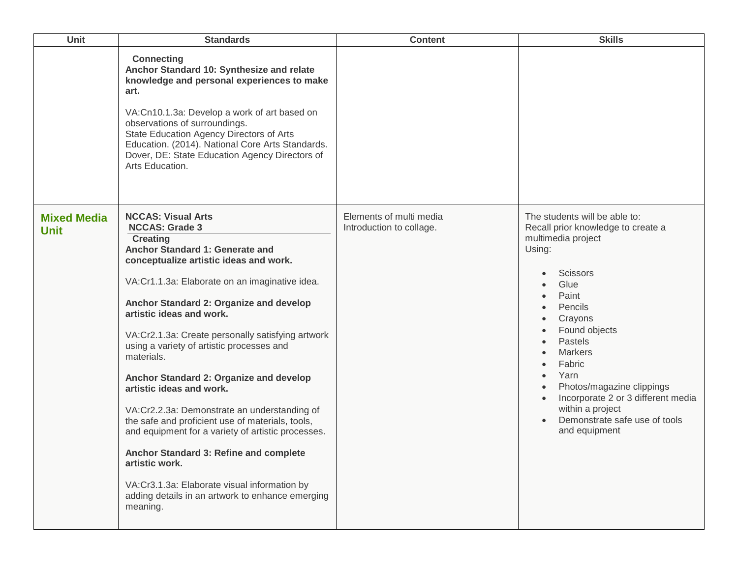| Unit | Standards | Content | Skills |
|---|---|---|---|
| | **Connecting**<br>**Anchor Standard 10: Synthesize and relate knowledge and personal experiences to make art.**<br><br>VA:Cn10.1.3a: Develop a work of art based on observations of surroundings.<br>State Education Agency Directors of Arts Education. (2014). National Core Arts Standards. Dover, DE: State Education Agency Directors of Arts Education. | | |
| **Mixed Media Unit** | **NCCAS: Visual Arts**<br>**NCCAS: Grade 3**<br>**Creating**<br>**Anchor Standard 1: Generate and conceptualize artistic ideas and work.**<br><br>VA:Cr1.1.3a: Elaborate on an imaginative idea.<br><br>**Anchor Standard 2: Organize and develop artistic ideas and work.**<br><br>VA:Cr2.1.3a: Create personally satisfying artwork using a variety of artistic processes and materials.<br><br>**Anchor Standard 2: Organize and develop artistic ideas and work.**<br><br>VA:Cr2.2.3a: Demonstrate an understanding of the safe and proficient use of materials, tools, and equipment for a variety of artistic processes.<br><br>**Anchor Standard 3: Refine and complete artistic work.**<br><br>VA:Cr3.1.3a: Elaborate visual information by adding details in an artwork to enhance emerging meaning. | Elements of multi media<br>Introduction to collage. | The students will be able to:<br>Recall prior knowledge to create a multimedia project<br>Using:<br><br>• Scissors<br>• Glue<br>• Paint<br>• Pencils<br>• Crayons<br>• Found objects<br>• Pastels<br>• Markers<br>• Fabric<br>• Yarn<br>• Photos/magazine clippings<br>• Incorporate 2 or 3 different media within a project<br>• Demonstrate safe use of tools and equipment |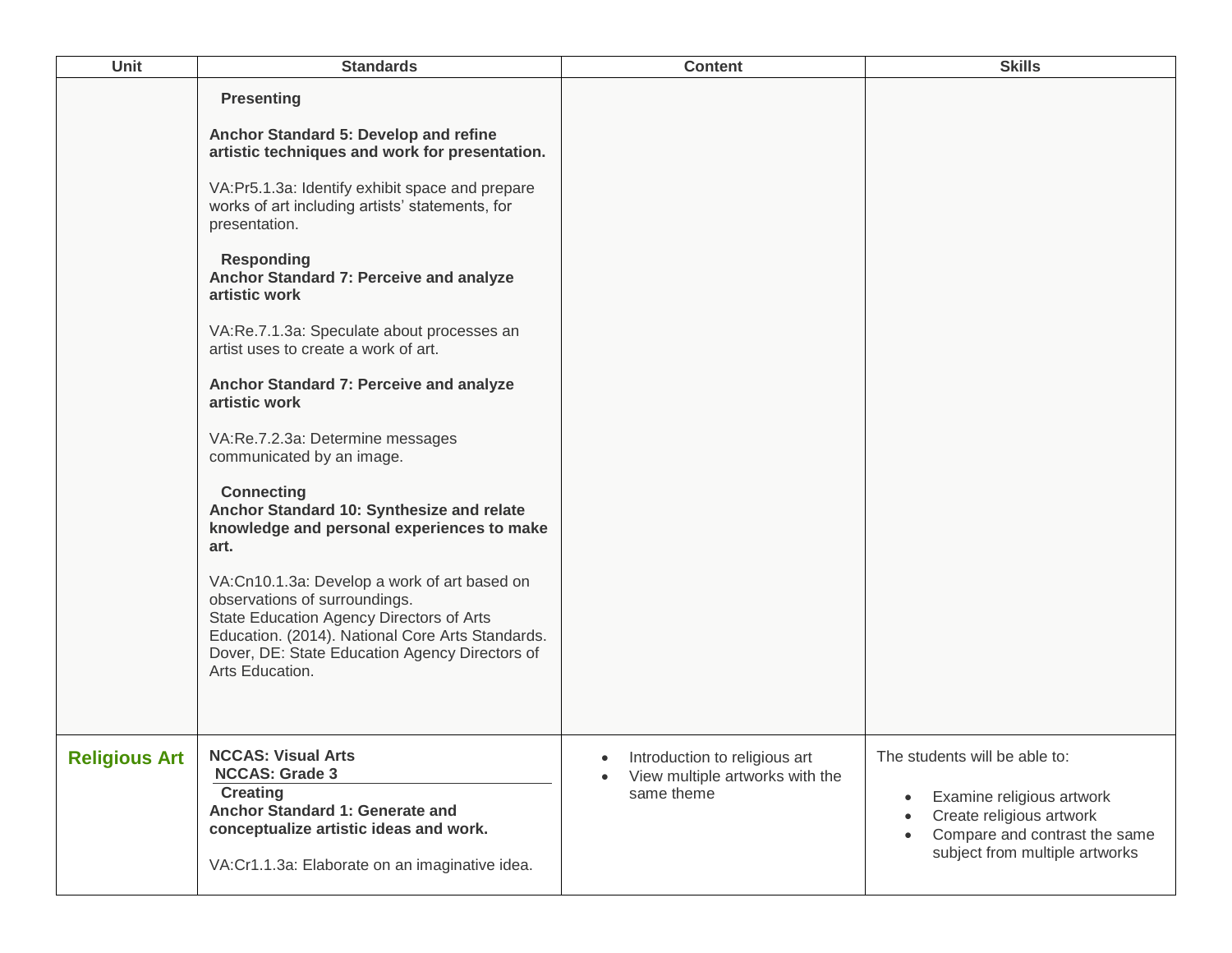| Unit | Standards | Content | Skills |
|---|---|---|---|
| | **Presenting**<br><br>**Anchor Standard 5: Develop and refine artistic techniques and work for presentation.**<br><br>VA:Pr5.1.3a: Identify exhibit space and prepare works of art including artists' statements, for presentation.<br><br>**Responding**<br>**Anchor Standard 7: Perceive and analyze artistic work**<br><br>VA:Re.7.1.3a: Speculate about processes an artist uses to create a work of art.<br><br>**Anchor Standard 7: Perceive and analyze artistic work**<br><br>VA:Re.7.2.3a: Determine messages communicated by an image.<br><br>**Connecting**<br>**Anchor Standard 10: Synthesize and relate knowledge and personal experiences to make art.**<br><br>VA:Cn10.1.3a: Develop a work of art based on observations of surroundings.<br>State Education Agency Directors of Arts Education. (2014). National Core Arts Standards. Dover, DE: State Education Agency Directors of Arts Education. | | |
| **Religious Art** | **NCCAS: Visual Arts**<br>**NCCAS: Grade 3**<br>**Creating**<br>**Anchor Standard 1: Generate and conceptualize artistic ideas and work.**<br><br>VA:Cr1.1.3a: Elaborate on an imaginative idea. | • Introduction to religious art<br>• View multiple artworks with the same theme | The students will be able to:<br><br>• Examine religious artwork<br>• Create religious artwork<br>• Compare and contrast the same subject from multiple artworks |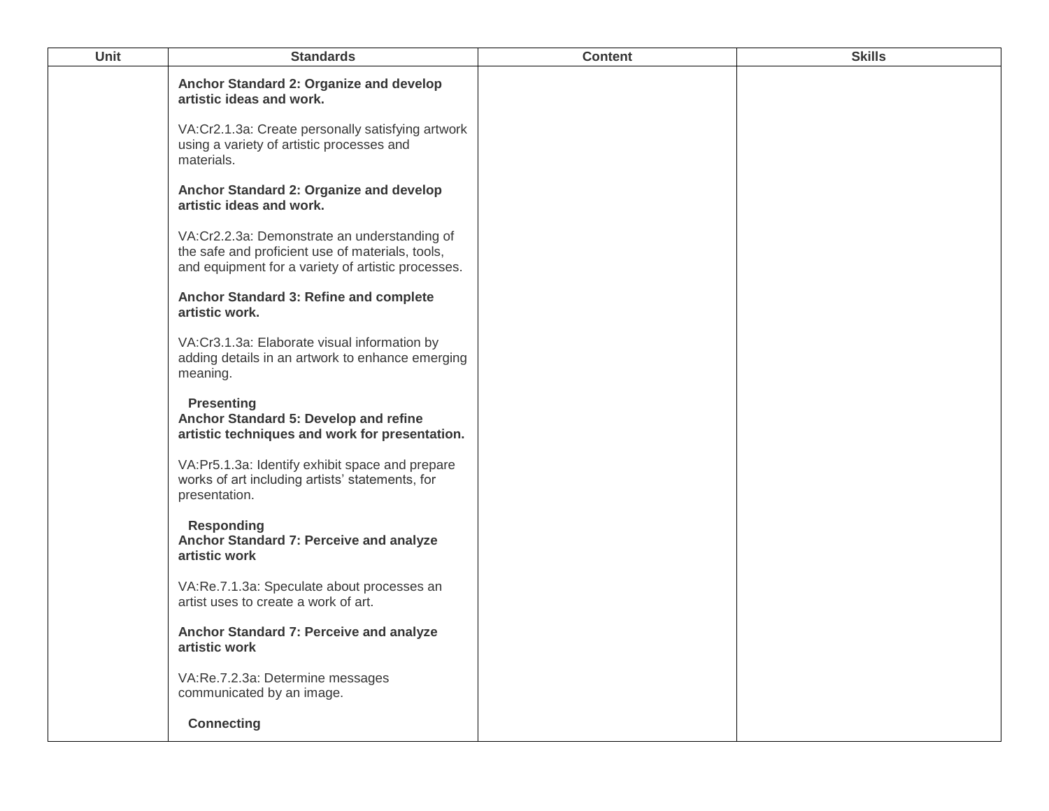| Unit | Standards | Content | Skills |
|---|---|---|---|
| | **Anchor Standard 2: Organize and develop artistic ideas and work.**<br><br>VA:Cr2.1.3a: Create personally satisfying artwork using a variety of artistic processes and materials.<br><br>**Anchor Standard 2: Organize and develop artistic ideas and work.**<br><br>VA:Cr2.2.3a: Demonstrate an understanding of the safe and proficient use of materials, tools, and equipment for a variety of artistic processes.<br><br>**Anchor Standard 3: Refine and complete artistic work.**<br><br>VA:Cr3.1.3a: Elaborate visual information by adding details in an artwork to enhance emerging meaning.<br><br>**Presenting**<br>**Anchor Standard 5: Develop and refine artistic techniques and work for presentation.**<br><br>VA:Pr5.1.3a: Identify exhibit space and prepare works of art including artists' statements, for presentation.<br><br>**Responding**<br>**Anchor Standard 7: Perceive and analyze artistic work**<br><br>VA:Re.7.1.3a: Speculate about processes an artist uses to create a work of art.<br><br>**Anchor Standard 7: Perceive and analyze artistic work**<br><br>VA:Re.7.2.3a: Determine messages communicated by an image.<br><br>**Connecting** | | |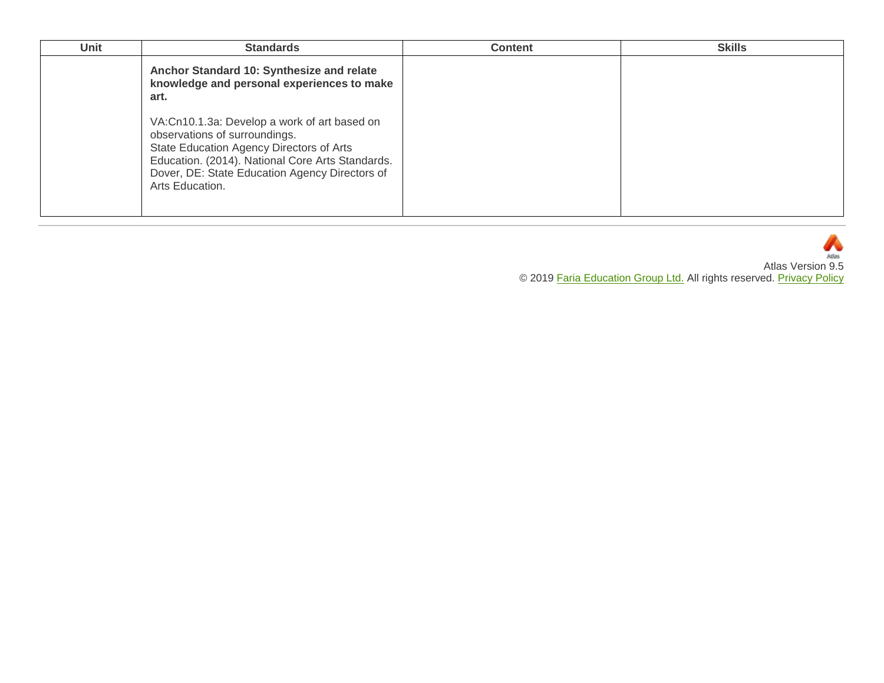| Unit | Standards | Content | Skills |
|---|---|---|---|
| | **Anchor Standard 10: Synthesize and relate knowledge and personal experiences to make art.**<br><br>VA:Cn10.1.3a: Develop a work of art based on observations of surroundings.<br>State Education Agency Directors of Arts Education. (2014). National Core Arts Standards. Dover, DE: State Education Agency Directors of Arts Education. | | |

Atlas Version 9.5
© 2019 Faria Education Group Ltd. All rights reserved. Privacy Policy